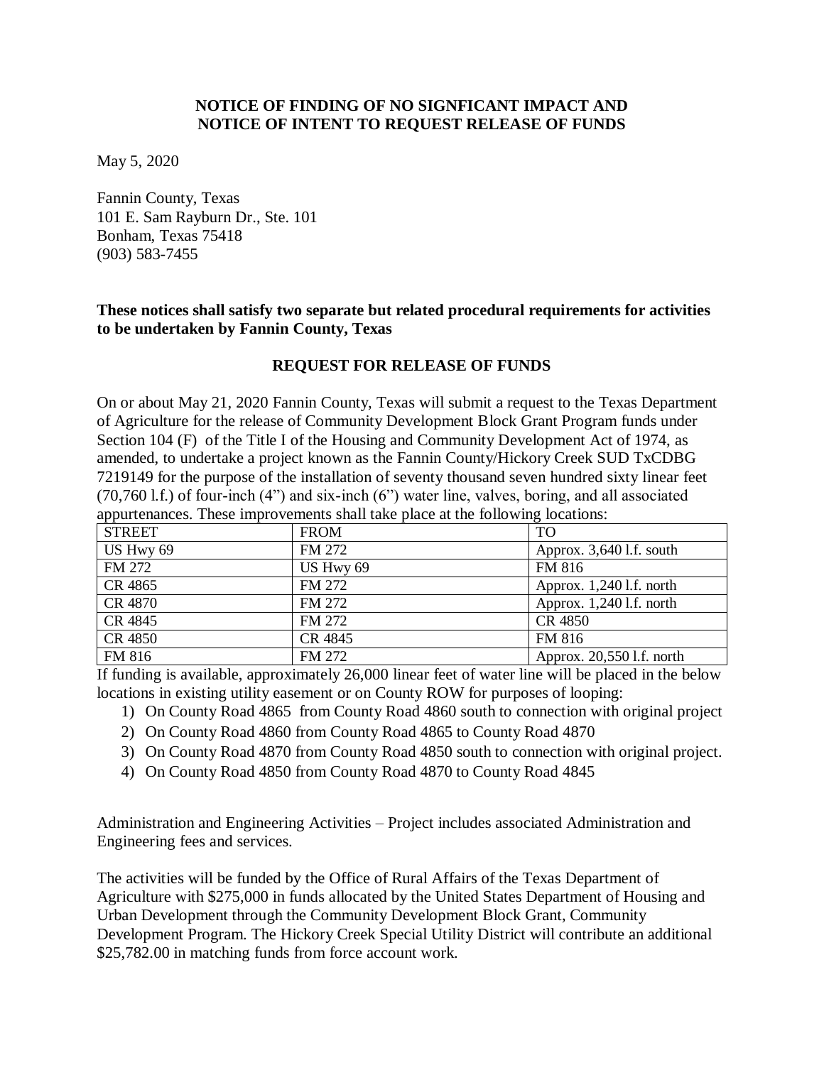**NOTICE OF FINDING OF NO SIGNFICANT IMPACT AND NOTICE OF INTENT TO REQUEST RELEASE OF FUNDS**

May 5, 2020

Fannin County, Texas
101 E. Sam Rayburn Dr., Ste. 101
Bonham, Texas 75418
(903) 583-7455

**These notices shall satisfy two separate but related procedural requirements for activities to be undertaken by Fannin County, Texas**

**REQUEST FOR RELEASE OF FUNDS**

On or about May 21, 2020 Fannin County, Texas will submit a request to the Texas Department of Agriculture for the release of Community Development Block Grant Program funds under Section 104 (F) of the Title I of the Housing and Community Development Act of 1974, as amended, to undertake a project known as the Fannin County/Hickory Creek SUD TxCDBG 7219149 for the purpose of the installation of seventy thousand seven hundred sixty linear feet (70,760 l.f.) of four-inch (4") and six-inch (6") water line, valves, boring, and all associated appurtenances. These improvements shall take place at the following locations:

| STREET | FROM | TO |
|---|---|---|
| US Hwy 69 | FM 272 | Approx. 3,640 l.f. south |
| FM 272 | US Hwy 69 | FM 816 |
| CR 4865 | FM 272 | Approx. 1,240 l.f. north |
| CR 4870 | FM 272 | Approx. 1,240 l.f. north |
| CR 4845 | FM 272 | CR 4850 |
| CR 4850 | CR 4845 | FM 816 |
| FM 816 | FM 272 | Approx. 20,550 l.f. north |

If funding is available, approximately 26,000 linear feet of water line will be placed in the below locations in existing utility easement or on County ROW for purposes of looping:

1) On County Road 4865 from County Road 4860 south to connection with original project
2) On County Road 4860 from County Road 4865 to County Road 4870
3) On County Road 4870 from County Road 4850 south to connection with original project.
4) On County Road 4850 from County Road 4870 to County Road 4845

Administration and Engineering Activities – Project includes associated Administration and Engineering fees and services.

The activities will be funded by the Office of Rural Affairs of the Texas Department of Agriculture with $275,000 in funds allocated by the United States Department of Housing and Urban Development through the Community Development Block Grant, Community Development Program. The Hickory Creek Special Utility District will contribute an additional $25,782.00 in matching funds from force account work.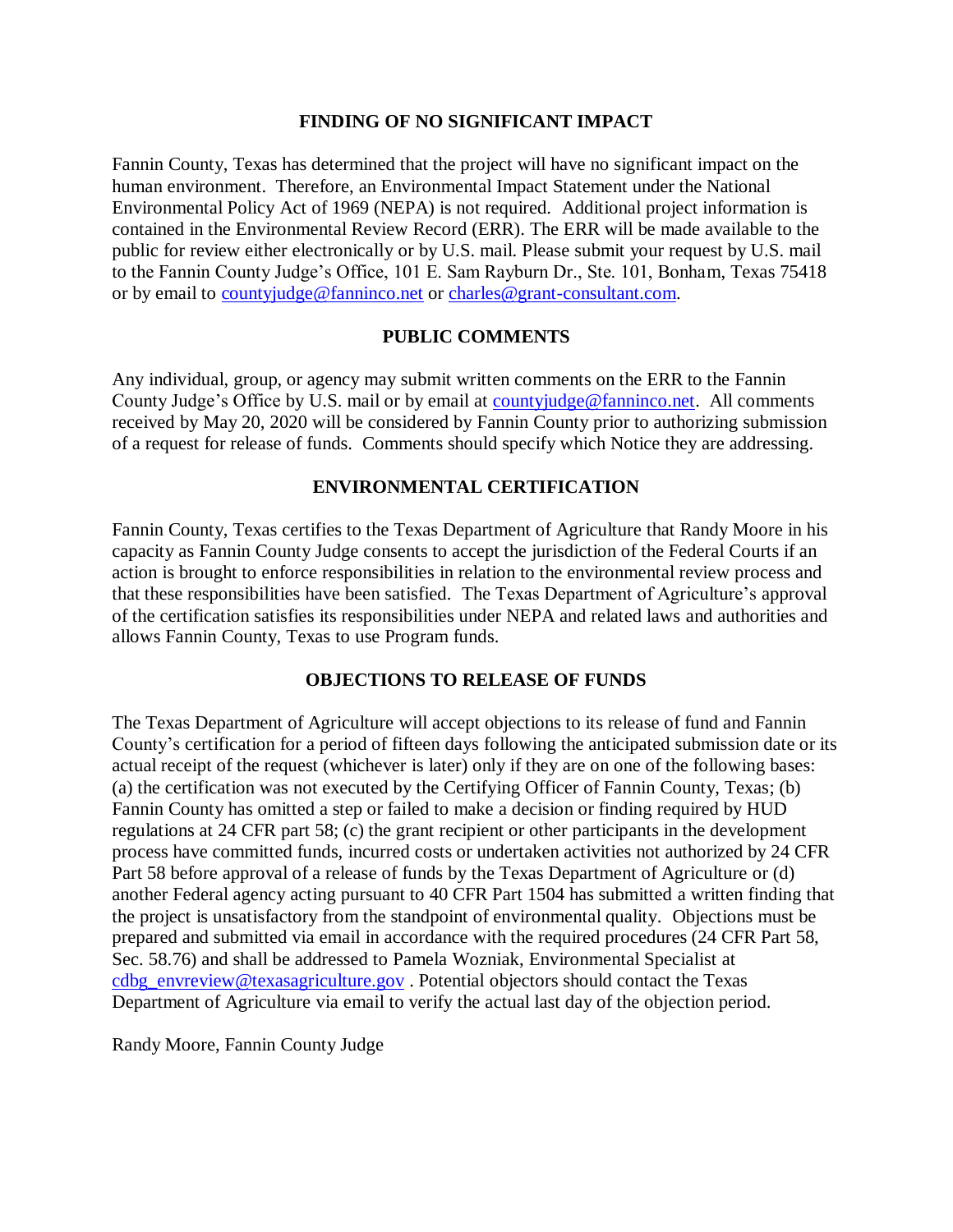## FINDING OF NO SIGNIFICANT IMPACT

Fannin County, Texas has determined that the project will have no significant impact on the human environment. Therefore, an Environmental Impact Statement under the National Environmental Policy Act of 1969 (NEPA) is not required. Additional project information is contained in the Environmental Review Record (ERR). The ERR will be made available to the public for review either electronically or by U.S. mail. Please submit your request by U.S. mail to the Fannin County Judge's Office, 101 E. Sam Rayburn Dr., Ste. 101, Bonham, Texas 75418 or by email to countyjudge@fanninco.net or charles@grant-consultant.com.

## PUBLIC COMMENTS

Any individual, group, or agency may submit written comments on the ERR to the Fannin County Judge's Office by U.S. mail or by email at countyjudge@fanninco.net. All comments received by May 20, 2020 will be considered by Fannin County prior to authorizing submission of a request for release of funds. Comments should specify which Notice they are addressing.

## ENVIRONMENTAL CERTIFICATION

Fannin County, Texas certifies to the Texas Department of Agriculture that Randy Moore in his capacity as Fannin County Judge consents to accept the jurisdiction of the Federal Courts if an action is brought to enforce responsibilities in relation to the environmental review process and that these responsibilities have been satisfied. The Texas Department of Agriculture's approval of the certification satisfies its responsibilities under NEPA and related laws and authorities and allows Fannin County, Texas to use Program funds.

## OBJECTIONS TO RELEASE OF FUNDS

The Texas Department of Agriculture will accept objections to its release of fund and Fannin County's certification for a period of fifteen days following the anticipated submission date or its actual receipt of the request (whichever is later) only if they are on one of the following bases: (a) the certification was not executed by the Certifying Officer of Fannin County, Texas; (b) Fannin County has omitted a step or failed to make a decision or finding required by HUD regulations at 24 CFR part 58; (c) the grant recipient or other participants in the development process have committed funds, incurred costs or undertaken activities not authorized by 24 CFR Part 58 before approval of a release of funds by the Texas Department of Agriculture or (d) another Federal agency acting pursuant to 40 CFR Part 1504 has submitted a written finding that the project is unsatisfactory from the standpoint of environmental quality. Objections must be prepared and submitted via email in accordance with the required procedures (24 CFR Part 58, Sec. 58.76) and shall be addressed to Pamela Wozniak, Environmental Specialist at cdbg_envreview@texasagriculture.gov . Potential objectors should contact the Texas Department of Agriculture via email to verify the actual last day of the objection period.

Randy Moore, Fannin County Judge